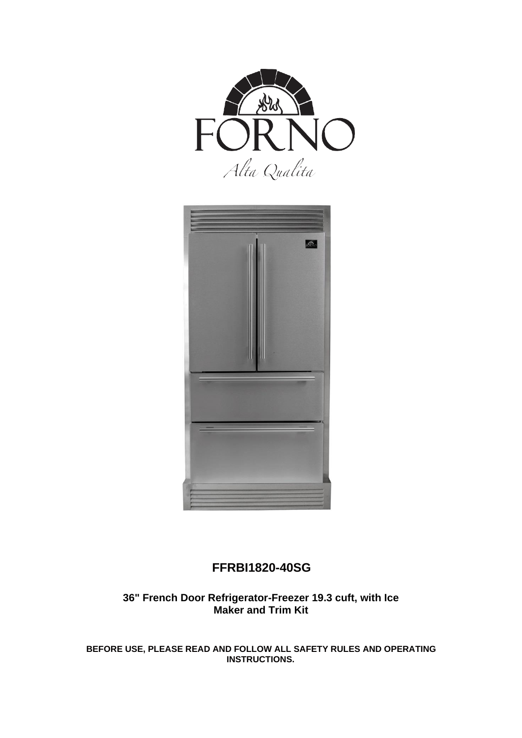FORNO

*Alta Qualita*

## FFRBI1820-40SG

**36" French Door Refrigerator-Freezer 19.3 cuft, with Ice Maker and Trim Kit**

**BEFORE USE, PLEASE READ AND FOLLOW ALL SAFETY RULES AND OPERATING INSTRUCTIONS.**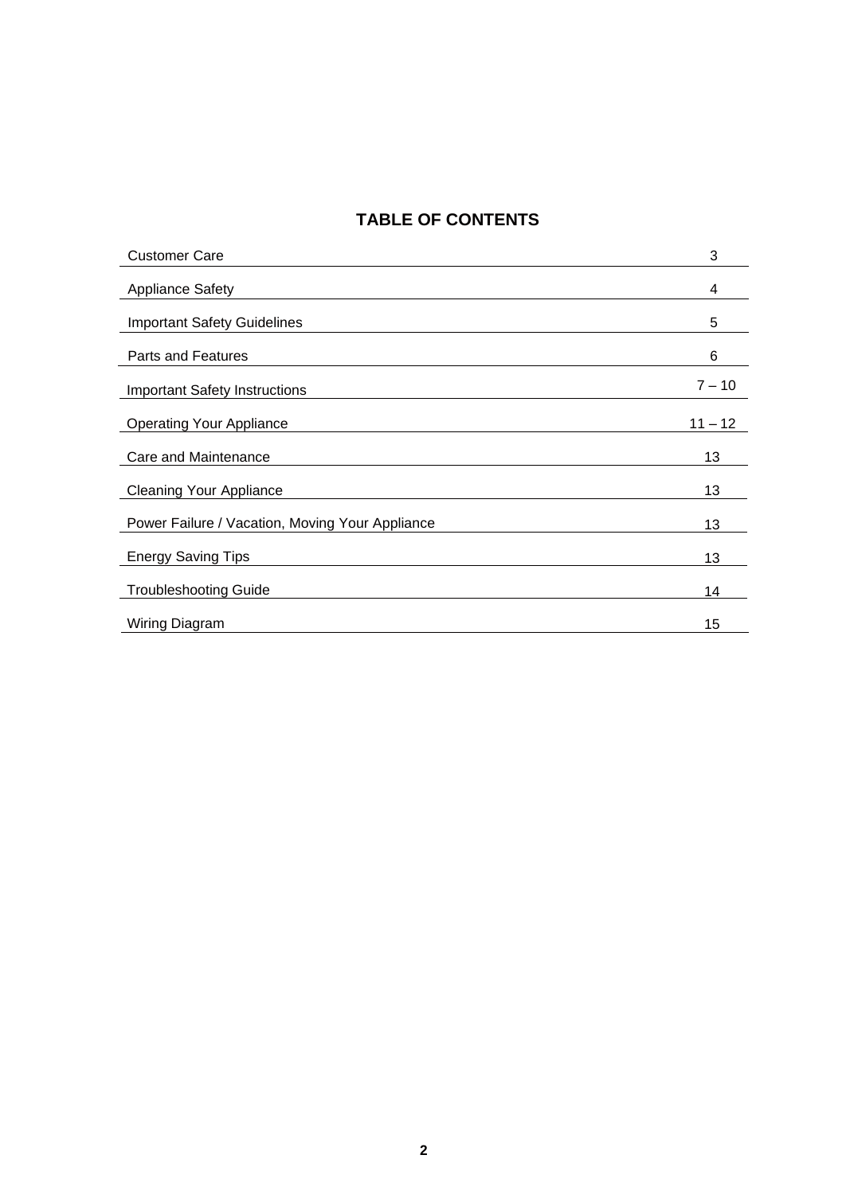# TABLE OF CONTENTS

| | |
|---|---|
| Customer Care | 3 |
| Appliance Safety | 4 |
| Important Safety Guidelines | 5 |
| Parts and Features | 6 |
| Important Safety Instructions | 7 – 10 |
| Operating Your Appliance | 11 – 12 |
| Care and Maintenance | 13 |
| Cleaning Your Appliance | 13 |
| Power Failure / Vacation, Moving Your Appliance | 13 |
| Energy Saving Tips | 13 |
| Troubleshooting Guide | 14 |
| Wiring Diagram | 15 |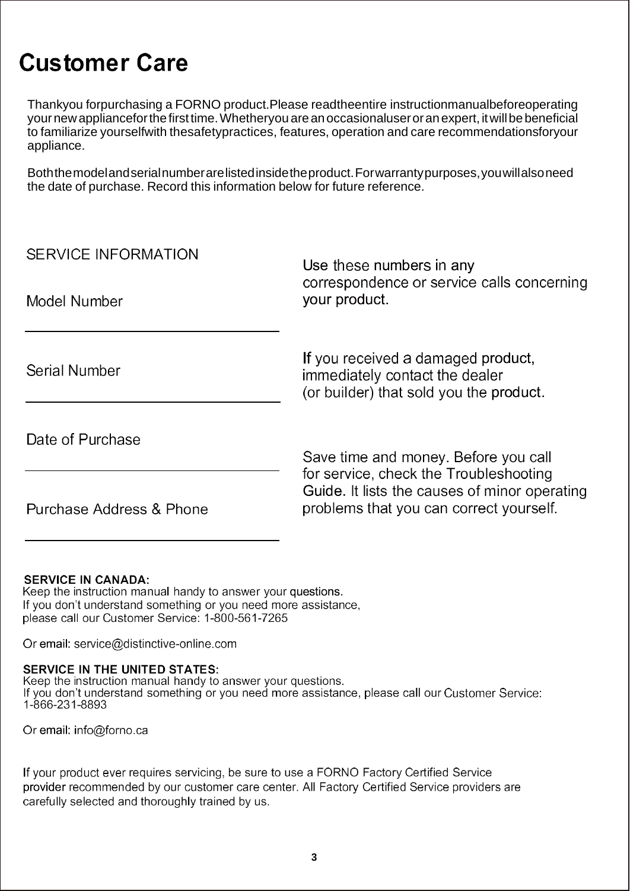# Customer Care

Thankyou forpurchasing a FORNO product.Please readtheentire instructionmanualbeforeoperating your new appliancefor the first time. Whetheryou are an occasionaluser or an expert, it will be beneficial to familiarize yourselfwith thesafetypractices, features, operation and care recommendationsforyour appliance.

Boththemodelandserialnumberarelistedinsidetheproduct.Forwarrantypurposes,youwillalsoneed the date of purchase. Record this information below for future reference.

SERVICE INFORMATION

Model Number

\_\_\_\_\_\_\_\_\_\_\_\_\_\_\_\_\_\_\_\_\_\_\_\_\_\_\_\_\_\_

Serial Number

\_\_\_\_\_\_\_\_\_\_\_\_\_\_\_\_\_\_\_\_\_\_\_\_\_\_\_\_\_\_

Date of Purchase

\_\_\_\_\_\_\_\_\_\_\_\_\_\_\_\_\_\_\_\_\_\_\_\_\_\_\_\_\_\_

Purchase Address & Phone

\_\_\_\_\_\_\_\_\_\_\_\_\_\_\_\_\_\_\_\_\_\_\_\_\_\_\_\_\_\_

Use these numbers in any correspondence or service calls concerning your product.

If you received a damaged product, immediately contact the dealer (or builder) that sold you the product.

Save time and money. Before you call for service, check the Troubleshooting Guide. It lists the causes of minor operating problems that you can correct yourself.

**SERVICE IN CANADA:**
Keep the instruction manual handy to answer your questions.
If you don't understand something or you need more assistance, please call our Customer Service: 1-800-561-7265

Or email: service@distinctive-online.com

**SERVICE IN THE UNITED STATES:**
Keep the instruction manual handy to answer your questions.
If you don't understand something or you need more assistance, please call our Customer Service: 1-866-231-8893

Or email: info@forno.ca

If your product ever requires servicing, be sure to use a FORNO Factory Certified Service provider recommended by our customer care center. All Factory Certified Service providers are carefully selected and thoroughly trained by us.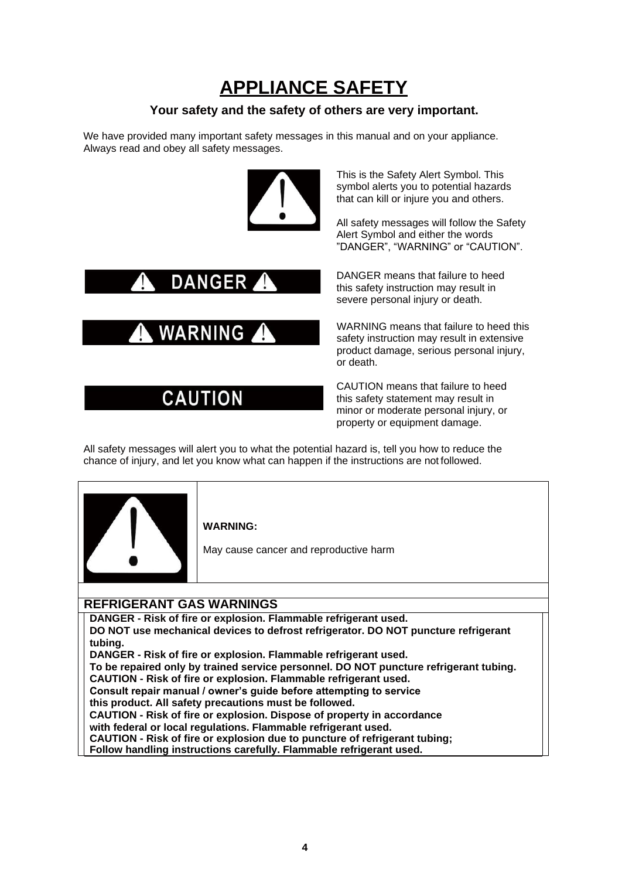# APPLIANCE SAFETY

### Your safety and the safety of others are very important.

We have provided many important safety messages in this manual and on your appliance. Always read and obey all safety messages.

This is the Safety Alert Symbol. This symbol alerts you to potential hazards that can kill or injure you and others.

All safety messages will follow the Safety Alert Symbol and either the words "DANGER", "WARNING" or "CAUTION".

**DANGER**

DANGER means that failure to heed this safety instruction may result in severe personal injury or death.

**WARNING**

WARNING means that failure to heed this safety instruction may result in extensive product damage, serious personal injury, or death.

**CAUTION**

CAUTION means that failure to heed this safety statement may result in minor or moderate personal injury, or property or equipment damage.

All safety messages will alert you to what the potential hazard is, tell you how to reduce the chance of injury, and let you know what can happen if the instructions are not followed.

**WARNING:**

May cause cancer and reproductive harm

## REFRIGERANT GAS WARNINGS

**DANGER - Risk of fire or explosion. Flammable refrigerant used.**
**DO NOT use mechanical devices to defrost refrigerator. DO NOT puncture refrigerant tubing.**
**DANGER - Risk of fire or explosion. Flammable refrigerant used.**
**To be repaired only by trained service personnel. DO NOT puncture refrigerant tubing.**
**CAUTION - Risk of fire or explosion. Flammable refrigerant used.**
**Consult repair manual / owner's guide before attempting to service this product. All safety precautions must be followed.**
**CAUTION - Risk of fire or explosion. Dispose of property in accordance with federal or local regulations. Flammable refrigerant used.**
**CAUTION - Risk of fire or explosion due to puncture of refrigerant tubing; Follow handling instructions carefully. Flammable refrigerant used.**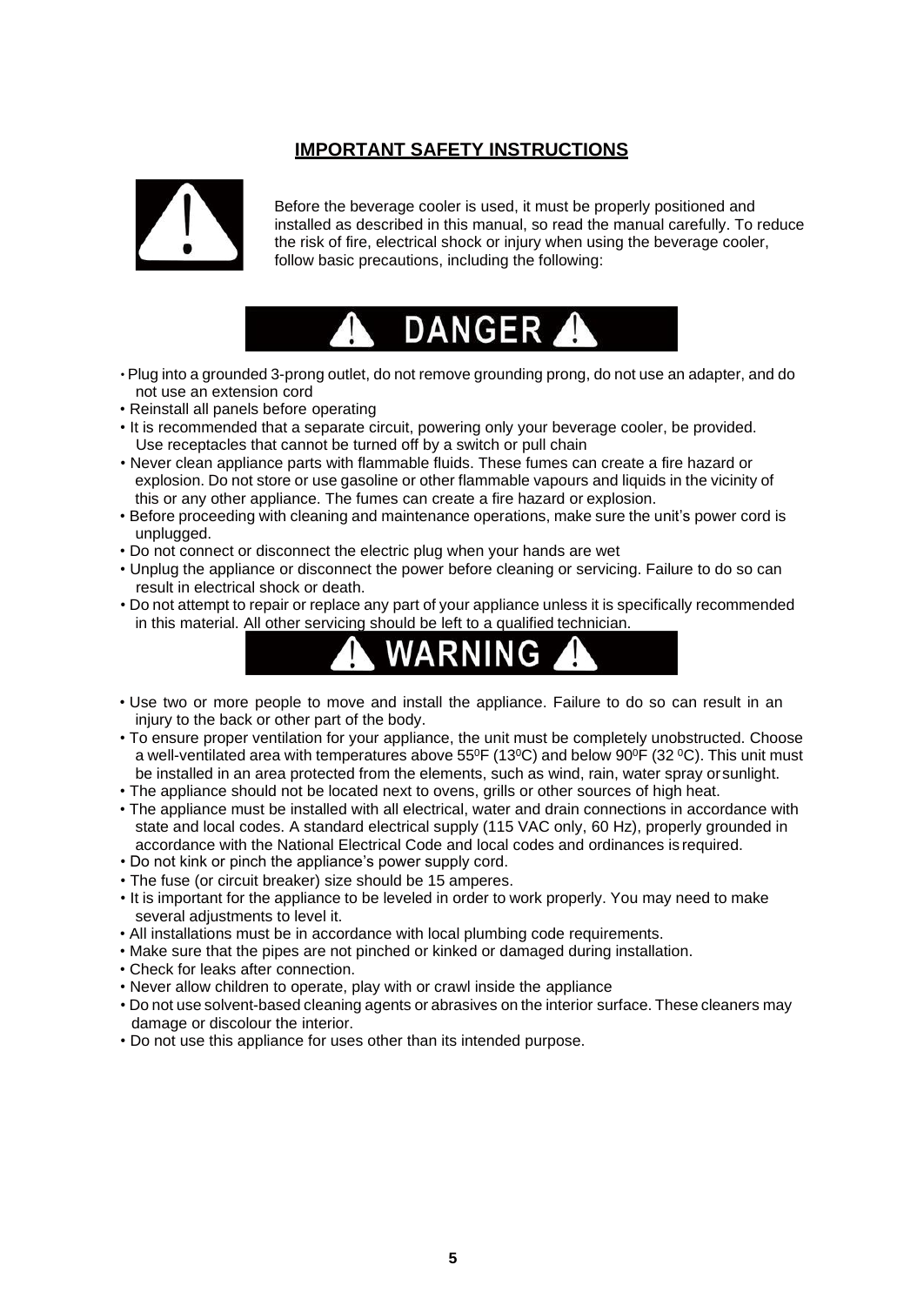## **IMPORTANT SAFETY INSTRUCTIONS**

Before the beverage cooler is used, it must be properly positioned and installed as described in this manual, so read the manual carefully. To reduce the risk of fire, electrical shock or injury when using the beverage cooler, follow basic precautions, including the following:

### ⚠ DANGER ⚠

- Plug into a grounded 3-prong outlet, do not remove grounding prong, do not use an adapter, and do not use an extension cord
- Reinstall all panels before operating
- It is recommended that a separate circuit, powering only your beverage cooler, be provided. Use receptacles that cannot be turned off by a switch or pull chain
- Never clean appliance parts with flammable fluids. These fumes can create a fire hazard or explosion. Do not store or use gasoline or other flammable vapours and liquids in the vicinity of this or any other appliance. The fumes can create a fire hazard or explosion.
- Before proceeding with cleaning and maintenance operations, make sure the unit's power cord is unplugged.
- Do not connect or disconnect the electric plug when your hands are wet
- Unplug the appliance or disconnect the power before cleaning or servicing. Failure to do so can result in electrical shock or death.
- Do not attempt to repair or replace any part of your appliance unless it is specifically recommended in this material. All other servicing should be left to a qualified technician.

### ⚠ WARNING ⚠

- Use two or more people to move and install the appliance. Failure to do so can result in an injury to the back or other part of the body.
- To ensure proper ventilation for your appliance, the unit must be completely unobstructed. Choose a well-ventilated area with temperatures above 55$^0$F (13$^0$C) and below 90$^0$F (32 $^0$C). This unit must be installed in an area protected from the elements, such as wind, rain, water spray or sunlight.
- The appliance should not be located next to ovens, grills or other sources of high heat.
- The appliance must be installed with all electrical, water and drain connections in accordance with state and local codes. A standard electrical supply (115 VAC only, 60 Hz), properly grounded in accordance with the National Electrical Code and local codes and ordinances is required.
- Do not kink or pinch the appliance's power supply cord.
- The fuse (or circuit breaker) size should be 15 amperes.
- It is important for the appliance to be leveled in order to work properly. You may need to make several adjustments to level it.
- All installations must be in accordance with local plumbing code requirements.
- Make sure that the pipes are not pinched or kinked or damaged during installation.
- Check for leaks after connection.
- Never allow children to operate, play with or crawl inside the appliance
- Do not use solvent-based cleaning agents or abrasives on the interior surface. These cleaners may damage or discolour the interior.
- Do not use this appliance for uses other than its intended purpose.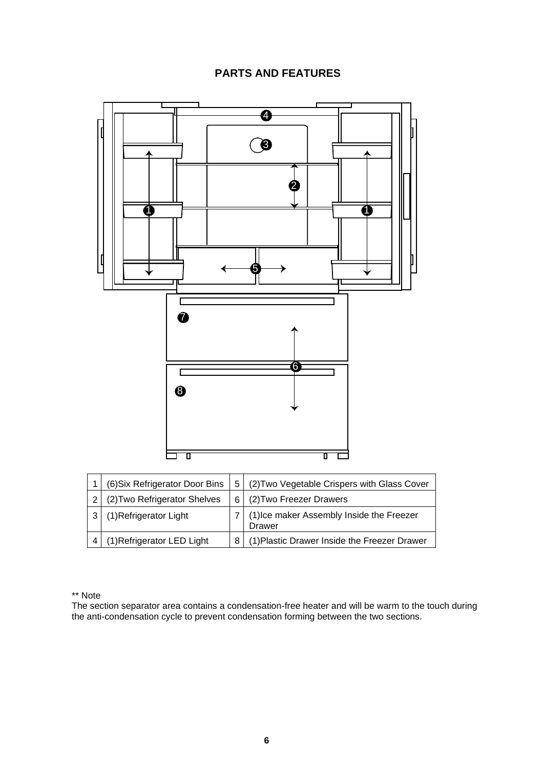## PARTS AND FEATURES

| 1 | (6)Six Refrigerator Door Bins | 5 | (2)Two Vegetable Crispers with Glass Cover |
|---|---|---|---|
| 2 | (2)Two Refrigerator Shelves | 6 | (2)Two Freezer Drawers |
| 3 | (1)Refrigerator Light | 7 | (1)Ice maker Assembly Inside the Freezer Drawer |
| 4 | (1)Refrigerator LED Light | 8 | (1)Plastic Drawer Inside the Freezer Drawer |

** Note

The section separator area contains a condensation-free heater and will be warm to the touch during the anti-condensation cycle to prevent condensation forming between the two sections.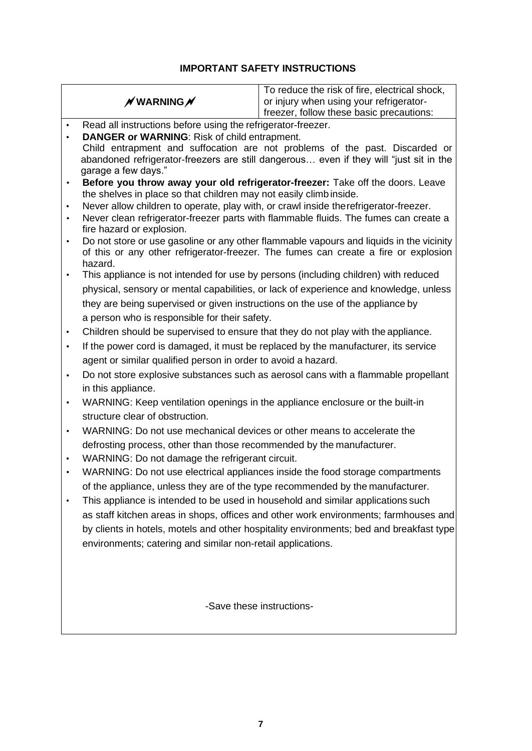# IMPORTANT SAFETY INSTRUCTIONS

| **WARNING** | To reduce the risk of fire, electrical shock, or injury when using your refrigerator-freezer, follow these basic precautions: |
|---|---|

- Read all instructions before using the refrigerator-freezer.
- **DANGER or WARNING**: Risk of child entrapment.
  Child entrapment and suffocation are not problems of the past. Discarded or abandoned refrigerator-freezers are still dangerous… even if they will "just sit in the garage a few days."
- **Before you throw away your old refrigerator-freezer:** Take off the doors. Leave the shelves in place so that children may not easily climb inside.
- Never allow children to operate, play with, or crawl inside the refrigerator-freezer.
- Never clean refrigerator-freezer parts with flammable fluids. The fumes can create a fire hazard or explosion.
- Do not store or use gasoline or any other flammable vapours and liquids in the vicinity of this or any other refrigerator-freezer. The fumes can create a fire or explosion hazard.
- This appliance is not intended for use by persons (including children) with reduced physical, sensory or mental capabilities, or lack of experience and knowledge, unless they are being supervised or given instructions on the use of the appliance by a person who is responsible for their safety.
- Children should be supervised to ensure that they do not play with the appliance.
- If the power cord is damaged, it must be replaced by the manufacturer, its service agent or similar qualified person in order to avoid a hazard.
- Do not store explosive substances such as aerosol cans with a flammable propellant in this appliance.
- WARNING: Keep ventilation openings in the appliance enclosure or the built-in structure clear of obstruction.
- WARNING: Do not use mechanical devices or other means to accelerate the defrosting process, other than those recommended by the manufacturer.
- WARNING: Do not damage the refrigerant circuit.
- WARNING: Do not use electrical appliances inside the food storage compartments of the appliance, unless they are of the type recommended by the manufacturer.
- This appliance is intended to be used in household and similar applications such as staff kitchen areas in shops, offices and other work environments; farmhouses and by clients in hotels, motels and other hospitality environments; bed and breakfast type environments; catering and similar non-retail applications.

-Save these instructions-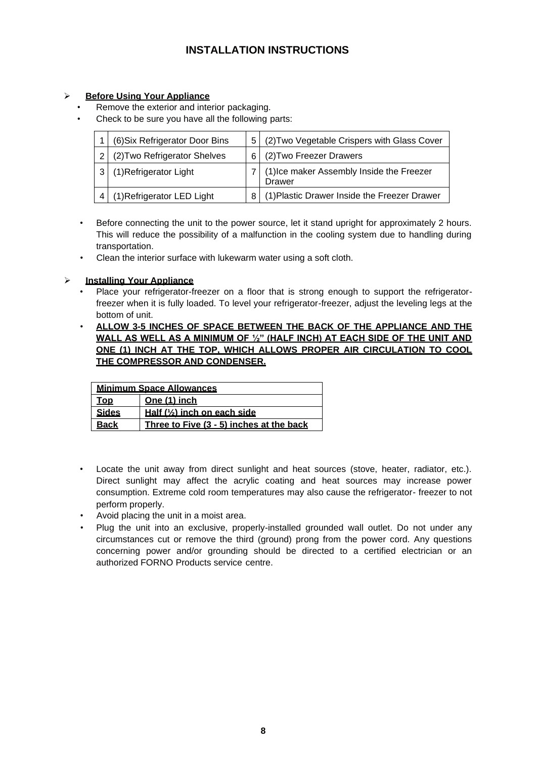# INSTALLATION INSTRUCTIONS

- **Before Using Your Appliance**
  - Remove the exterior and interior packaging.
  - Check to be sure you have all the following parts:

| | | | |
|---|---|---|---|
| 1 | (6)Six Refrigerator Door Bins | 5 | (2)Two Vegetable Crispers with Glass Cover |
| 2 | (2)Two Refrigerator Shelves | 6 | (2)Two Freezer Drawers |
| 3 | (1)Refrigerator Light | 7 | (1)Ice maker Assembly Inside the Freezer Drawer |
| 4 | (1)Refrigerator LED Light | 8 | (1)Plastic Drawer Inside the Freezer Drawer |

  - Before connecting the unit to the power source, let it stand upright for approximately 2 hours. This will reduce the possibility of a malfunction in the cooling system due to handling during transportation.
  - Clean the interior surface with lukewarm water using a soft cloth.

- **Installing Your Appliance**
  - Place your refrigerator-freezer on a floor that is strong enough to support the refrigerator-freezer when it is fully loaded. To level your refrigerator-freezer, adjust the leveling legs at the bottom of unit.
  - **ALLOW 3-5 INCHES OF SPACE BETWEEN THE BACK OF THE APPLIANCE AND THE WALL AS WELL AS A MINIMUM OF ½" (HALF INCH) AT EACH SIDE OF THE UNIT AND ONE (1) INCH AT THE TOP, WHICH ALLOWS PROPER AIR CIRCULATION TO COOL THE COMPRESSOR AND CONDENSER.**

| **Minimum Space Allowances** | |
|---|---|
| **Top** | **One (1) inch** |
| **Sides** | **Half (½) inch on each side** |
| **Back** | **Three to Five (3 - 5) inches at the back** |

  - Locate the unit away from direct sunlight and heat sources (stove, heater, radiator, etc.). Direct sunlight may affect the acrylic coating and heat sources may increase power consumption. Extreme cold room temperatures may also cause the refrigerator- freezer to not perform properly.
  - Avoid placing the unit in a moist area.
  - Plug the unit into an exclusive, properly-installed grounded wall outlet. Do not under any circumstances cut or remove the third (ground) prong from the power cord. Any questions concerning power and/or grounding should be directed to a certified electrician or an authorized FORNO Products service centre.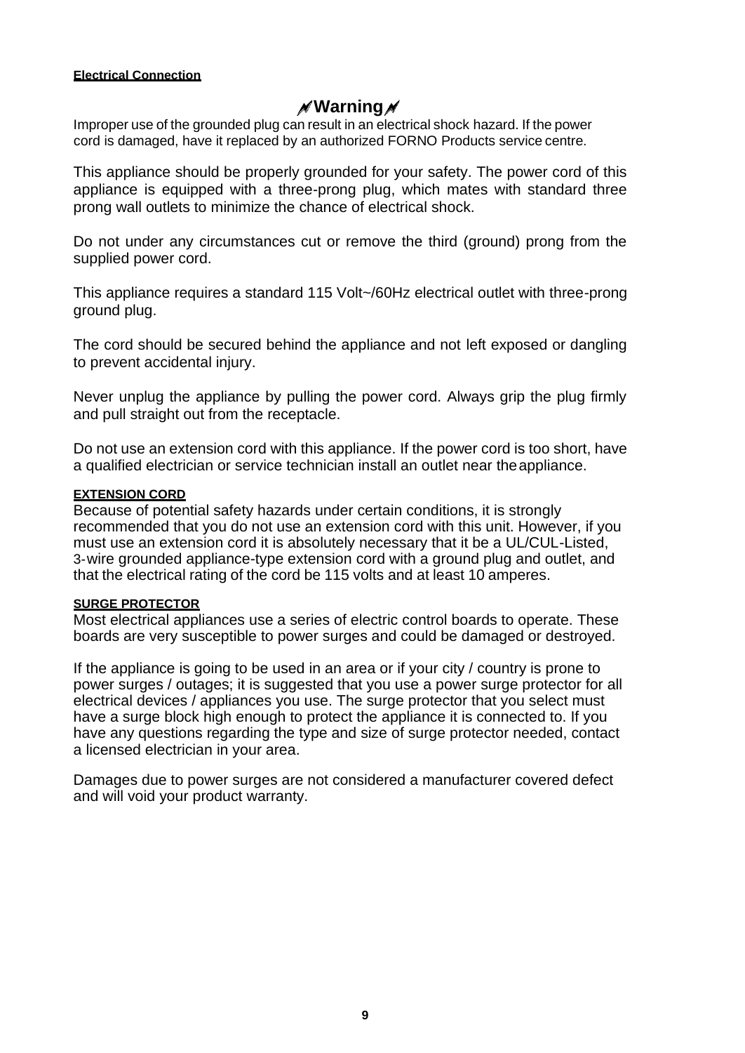**Electrical Connection**

## Warning

Improper use of the grounded plug can result in an electrical shock hazard. If the power cord is damaged, have it replaced by an authorized FORNO Products service centre.

This appliance should be properly grounded for your safety. The power cord of this appliance is equipped with a three-prong plug, which mates with standard three prong wall outlets to minimize the chance of electrical shock.

Do not under any circumstances cut or remove the third (ground) prong from the supplied power cord.

This appliance requires a standard 115 Volt~/60Hz electrical outlet with three-prong ground plug.

The cord should be secured behind the appliance and not left exposed or dangling to prevent accidental injury.

Never unplug the appliance by pulling the power cord. Always grip the plug firmly and pull straight out from the receptacle.

Do not use an extension cord with this appliance. If the power cord is too short, have a qualified electrician or service technician install an outlet near the appliance.

**EXTENSION CORD**

Because of potential safety hazards under certain conditions, it is strongly recommended that you do not use an extension cord with this unit. However, if you must use an extension cord it is absolutely necessary that it be a UL/CUL-Listed, 3-wire grounded appliance-type extension cord with a ground plug and outlet, and that the electrical rating of the cord be 115 volts and at least 10 amperes.

**SURGE PROTECTOR**

Most electrical appliances use a series of electric control boards to operate. These boards are very susceptible to power surges and could be damaged or destroyed.

If the appliance is going to be used in an area or if your city / country is prone to power surges / outages; it is suggested that you use a power surge protector for all electrical devices / appliances you use. The surge protector that you select must have a surge block high enough to protect the appliance it is connected to. If you have any questions regarding the type and size of surge protector needed, contact a licensed electrician in your area.

Damages due to power surges are not considered a manufacturer covered defect and will void your product warranty.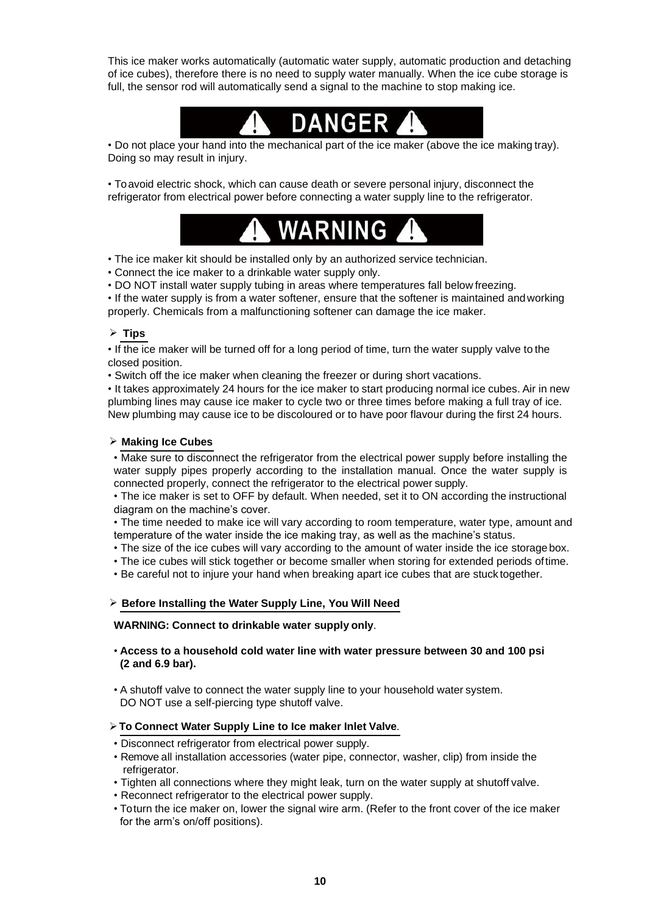This ice maker works automatically (automatic water supply, automatic production and detaching of ice cubes), therefore there is no need to supply water manually. When the ice cube storage is full, the sensor rod will automatically send a signal to the machine to stop making ice.

## ⚠ DANGER ⚠

• Do not place your hand into the mechanical part of the ice maker (above the ice making tray). Doing so may result in injury.

• To avoid electric shock, which can cause death or severe personal injury, disconnect the refrigerator from electrical power before connecting a water supply line to the refrigerator.

## ⚠ WARNING ⚠

• The ice maker kit should be installed only by an authorized service technician.
• Connect the ice maker to a drinkable water supply only.
• DO NOT install water supply tubing in areas where temperatures fall below freezing.
• If the water supply is from a water softener, ensure that the softener is maintained and working properly. Chemicals from a malfunctioning softener can damage the ice maker.

### ➢ Tips

• If the ice maker will be turned off for a long period of time, turn the water supply valve to the closed position.
• Switch off the ice maker when cleaning the freezer or during short vacations.
• It takes approximately 24 hours for the ice maker to start producing normal ice cubes. Air in new plumbing lines may cause ice maker to cycle two or three times before making a full tray of ice. New plumbing may cause ice to be discoloured or to have poor flavour during the first 24 hours.

### ➢ Making Ice Cubes

• Make sure to disconnect the refrigerator from the electrical power supply before installing the water supply pipes properly according to the installation manual. Once the water supply is connected properly, connect the refrigerator to the electrical power supply.
• The ice maker is set to OFF by default. When needed, set it to ON according the instructional diagram on the machine's cover.
• The time needed to make ice will vary according to room temperature, water type, amount and temperature of the water inside the ice making tray, as well as the machine's status.
• The size of the ice cubes will vary according to the amount of water inside the ice storage box.
• The ice cubes will stick together or become smaller when storing for extended periods of time.
• Be careful not to injure your hand when breaking apart ice cubes that are stuck together.

### ➢ Before Installing the Water Supply Line, You Will Need

**WARNING: Connect to drinkable water supply only**.

• **Access to a household cold water line with water pressure between 30 and 100 psi (2 and 6.9 bar).**

• A shutoff valve to connect the water supply line to your household water system. DO NOT use a self-piercing type shutoff valve.

### ➢ To Connect Water Supply Line to Ice maker Inlet Valve.

• Disconnect refrigerator from electrical power supply.
• Remove all installation accessories (water pipe, connector, washer, clip) from inside the refrigerator.
• Tighten all connections where they might leak, turn on the water supply at shutoff valve.
• Reconnect refrigerator to the electrical power supply.
• To turn the ice maker on, lower the signal wire arm. (Refer to the front cover of the ice maker for the arm's on/off positions).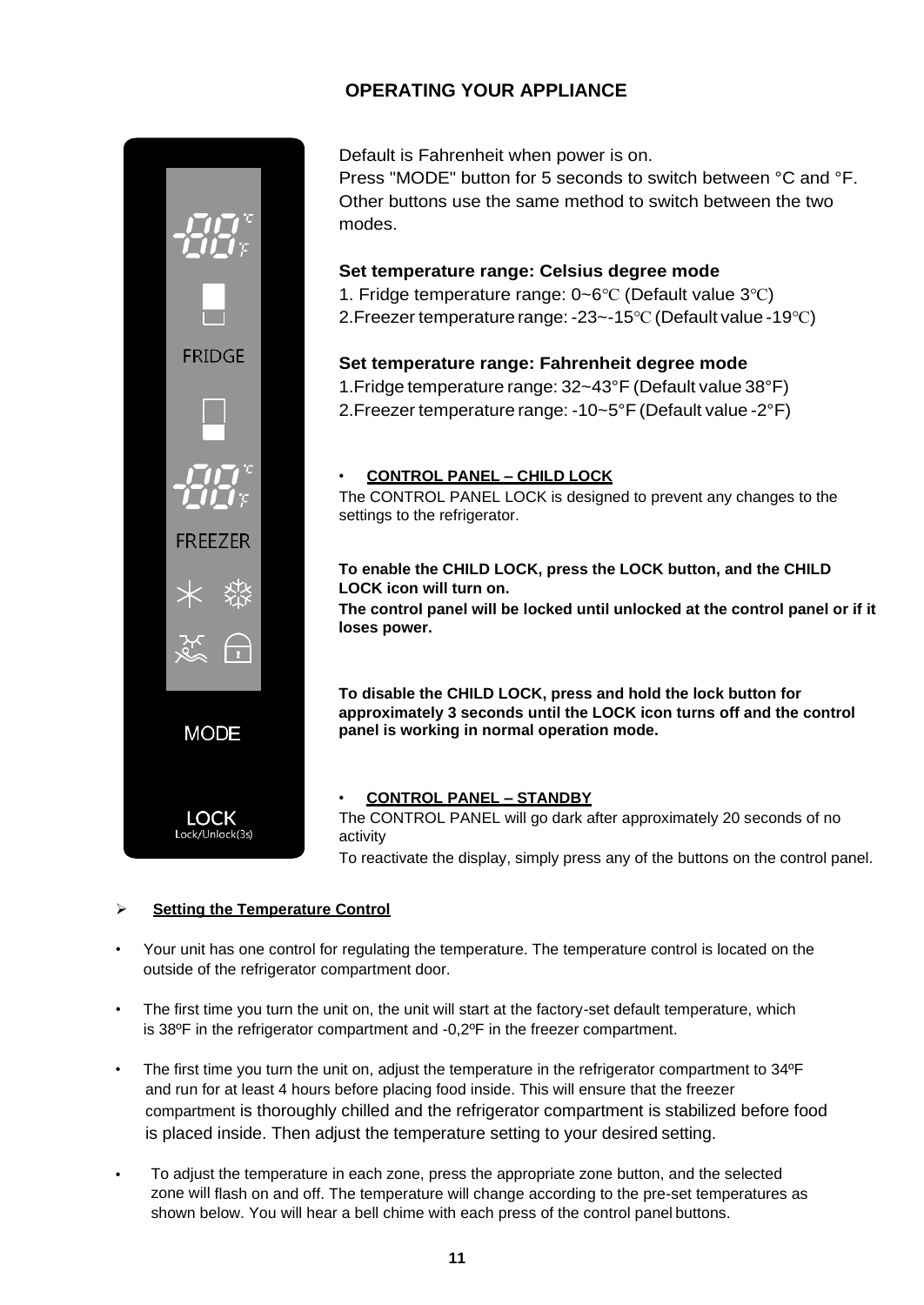## OPERATING YOUR APPLIANCE

FRIDGE

FREEZER

MODE

LOCK
Lock/Unlock(3s)

Default is Fahrenheit when power is on.
Press "MODE" button for 5 seconds to switch between °C and °F. Other buttons use the same method to switch between the two modes.

**Set temperature range: Celsius degree mode**

1. Fridge temperature range: 0~6℃ (Default value 3℃)
2. Freezer temperature range: -23~-15℃ (Default value -19℃)

**Set temperature range: Fahrenheit degree mode**

1. Fridge temperature range: 32~43°F (Default value 38°F)
2. Freezer temperature range: -10~5°F (Default value -2°F)

- **CONTROL PANEL – CHILD LOCK**

The CONTROL PANEL LOCK is designed to prevent any changes to the settings to the refrigerator.

**To enable the CHILD LOCK, press the LOCK button, and the CHILD LOCK icon will turn on.**
**The control panel will be locked until unlocked at the control panel or if it loses power.**

**To disable the CHILD LOCK, press and hold the lock button for approximately 3 seconds until the LOCK icon turns off and the control panel is working in normal operation mode.**

- **CONTROL PANEL – STANDBY**

The CONTROL PANEL will go dark after approximately 20 seconds of no activity

To reactivate the display, simply press any of the buttons on the control panel.

➢ **Setting the Temperature Control**

- Your unit has one control for regulating the temperature. The temperature control is located on the outside of the refrigerator compartment door.
- The first time you turn the unit on, the unit will start at the factory-set default temperature, which is 38ºF in the refrigerator compartment and -0,2ºF in the freezer compartment.
- The first time you turn the unit on, adjust the temperature in the refrigerator compartment to 34ºF and run for at least 4 hours before placing food inside. This will ensure that the freezer compartment is thoroughly chilled and the refrigerator compartment is stabilized before food is placed inside. Then adjust the temperature setting to your desired setting.
- To adjust the temperature in each zone, press the appropriate zone button, and the selected zone will flash on and off. The temperature will change according to the pre-set temperatures as shown below. You will hear a bell chime with each press of the control panel buttons.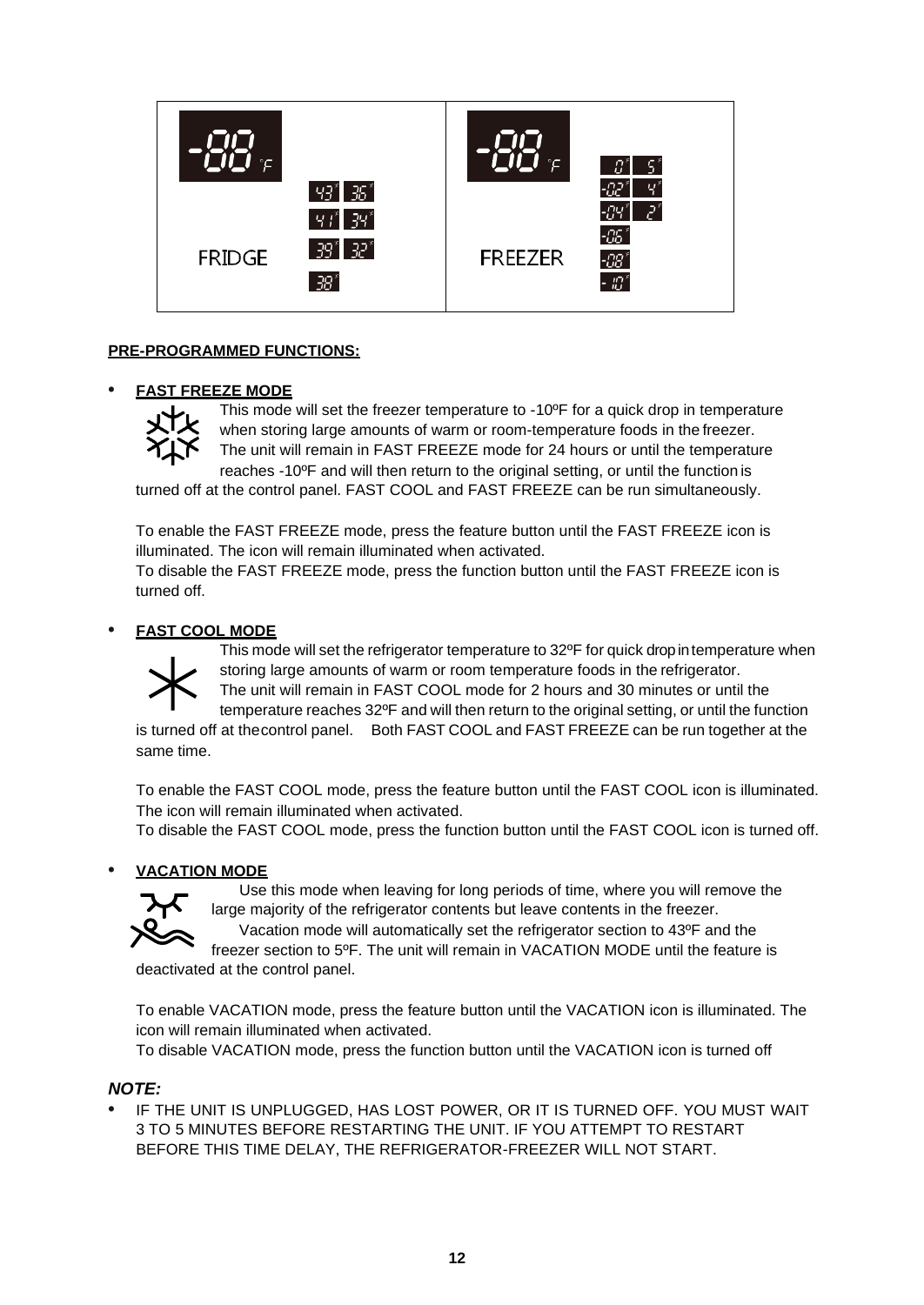-88 °F

43° 36°
41° 34°
39° 32°
38°

FRIDGE

-88 °F

0° 5°
-02° 4°
-04° 2°
-06°
-08°
-10°

FREEZER

**PRE-PROGRAMMED FUNCTIONS:**

- **FAST FREEZE MODE**

  This mode will set the freezer temperature to -10ºF for a quick drop in temperature when storing large amounts of warm or room-temperature foods in the freezer. The unit will remain in FAST FREEZE mode for 24 hours or until the temperature reaches -10ºF and will then return to the original setting, or until the function is turned off at the control panel. FAST COOL and FAST FREEZE can be run simultaneously.

  To enable the FAST FREEZE mode, press the feature button until the FAST FREEZE icon is illuminated. The icon will remain illuminated when activated.
  To disable the FAST FREEZE mode, press the function button until the FAST FREEZE icon is turned off.

- **FAST COOL MODE**

  This mode will set the refrigerator temperature to 32ºF for quick drop in temperature when storing large amounts of warm or room temperature foods in the refrigerator. The unit will remain in FAST COOL mode for 2 hours and 30 minutes or until the temperature reaches 32ºF and will then return to the original setting, or until the function is turned off at the control panel. Both FAST COOL and FAST FREEZE can be run together at the same time.

  To enable the FAST COOL mode, press the feature button until the FAST COOL icon is illuminated. The icon will remain illuminated when activated.
  To disable the FAST COOL mode, press the function button until the FAST COOL icon is turned off.

- **VACATION MODE**

  Use this mode when leaving for long periods of time, where you will remove the large majority of the refrigerator contents but leave contents in the freezer.
  Vacation mode will automatically set the refrigerator section to 43ºF and the freezer section to 5ºF. The unit will remain in VACATION MODE until the feature is deactivated at the control panel.

  To enable VACATION mode, press the feature button until the VACATION icon is illuminated. The icon will remain illuminated when activated.
  To disable VACATION mode, press the function button until the VACATION icon is turned off

***NOTE:***

- IF THE UNIT IS UNPLUGGED, HAS LOST POWER, OR IT IS TURNED OFF. YOU MUST WAIT 3 TO 5 MINUTES BEFORE RESTARTING THE UNIT. IF YOU ATTEMPT TO RESTART BEFORE THIS TIME DELAY, THE REFRIGERATOR-FREEZER WILL NOT START.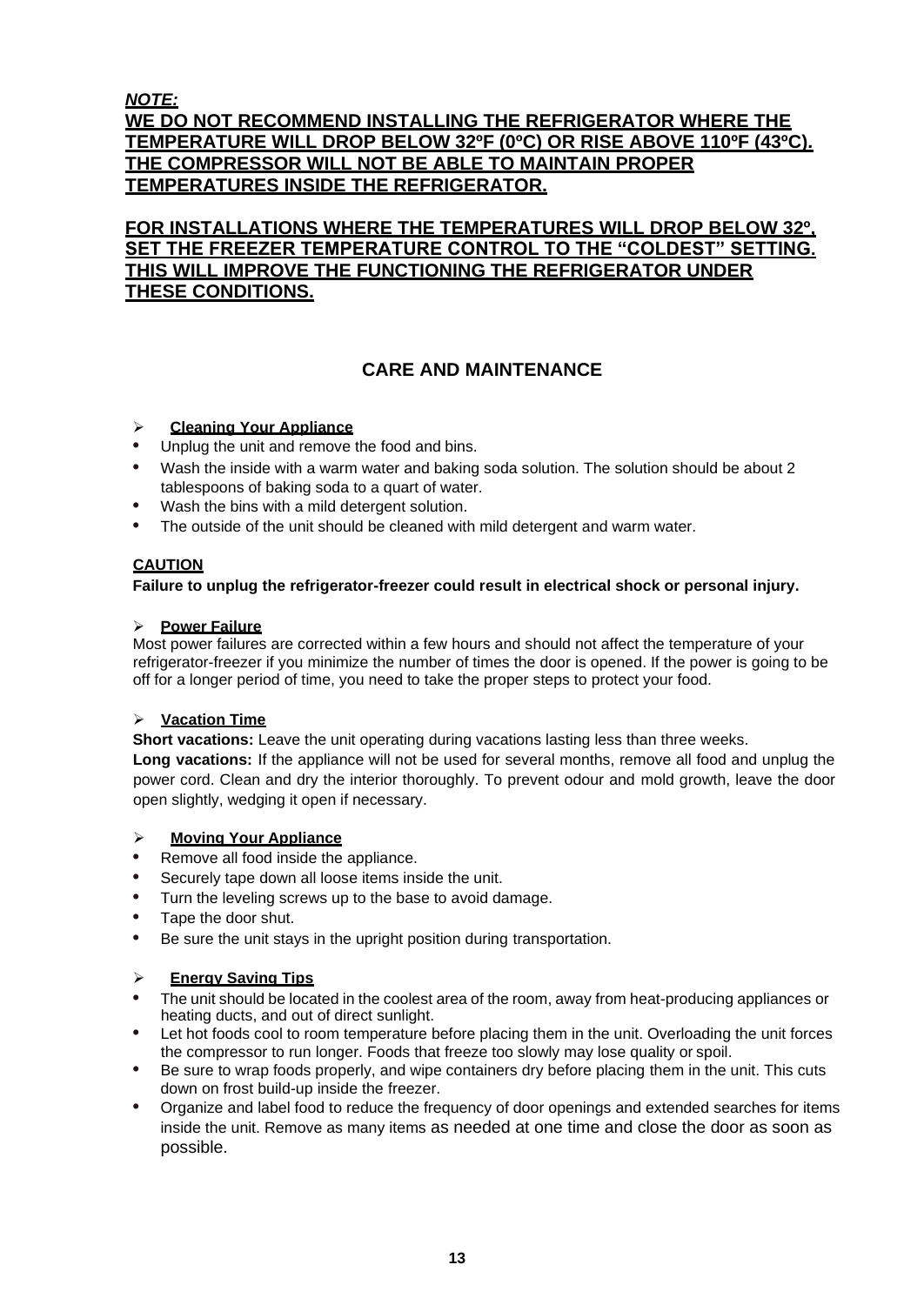***NOTE:***

**WE DO NOT RECOMMEND INSTALLING THE REFRIGERATOR WHERE THE TEMPERATURE WILL DROP BELOW 32ºF (0ºC) OR RISE ABOVE 110ºF (43ºC). THE COMPRESSOR WILL NOT BE ABLE TO MAINTAIN PROPER TEMPERATURES INSIDE THE REFRIGERATOR.**

**FOR INSTALLATIONS WHERE THE TEMPERATURES WILL DROP BELOW 32º, SET THE FREEZER TEMPERATURE CONTROL TO THE "COLDEST" SETTING. THIS WILL IMPROVE THE FUNCTIONING THE REFRIGERATOR UNDER THESE CONDITIONS.**

## CARE AND MAINTENANCE

### Cleaning Your Appliance

- Unplug the unit and remove the food and bins.
- Wash the inside with a warm water and baking soda solution. The solution should be about 2 tablespoons of baking soda to a quart of water.
- Wash the bins with a mild detergent solution.
- The outside of the unit should be cleaned with mild detergent and warm water.

**CAUTION**

**Failure to unplug the refrigerator-freezer could result in electrical shock or personal injury.**

### Power Failure

Most power failures are corrected within a few hours and should not affect the temperature of your refrigerator-freezer if you minimize the number of times the door is opened. If the power is going to be off for a longer period of time, you need to take the proper steps to protect your food.

### Vacation Time

**Short vacations:** Leave the unit operating during vacations lasting less than three weeks.

**Long vacations:** If the appliance will not be used for several months, remove all food and unplug the power cord. Clean and dry the interior thoroughly. To prevent odour and mold growth, leave the door open slightly, wedging it open if necessary.

### Moving Your Appliance

- Remove all food inside the appliance.
- Securely tape down all loose items inside the unit.
- Turn the leveling screws up to the base to avoid damage.
- Tape the door shut.
- Be sure the unit stays in the upright position during transportation.

### Energy Saving Tips

- The unit should be located in the coolest area of the room, away from heat-producing appliances or heating ducts, and out of direct sunlight.
- Let hot foods cool to room temperature before placing them in the unit. Overloading the unit forces the compressor to run longer. Foods that freeze too slowly may lose quality or spoil.
- Be sure to wrap foods properly, and wipe containers dry before placing them in the unit. This cuts down on frost build-up inside the freezer.
- Organize and label food to reduce the frequency of door openings and extended searches for items inside the unit. Remove as many items as needed at one time and close the door as soon as possible.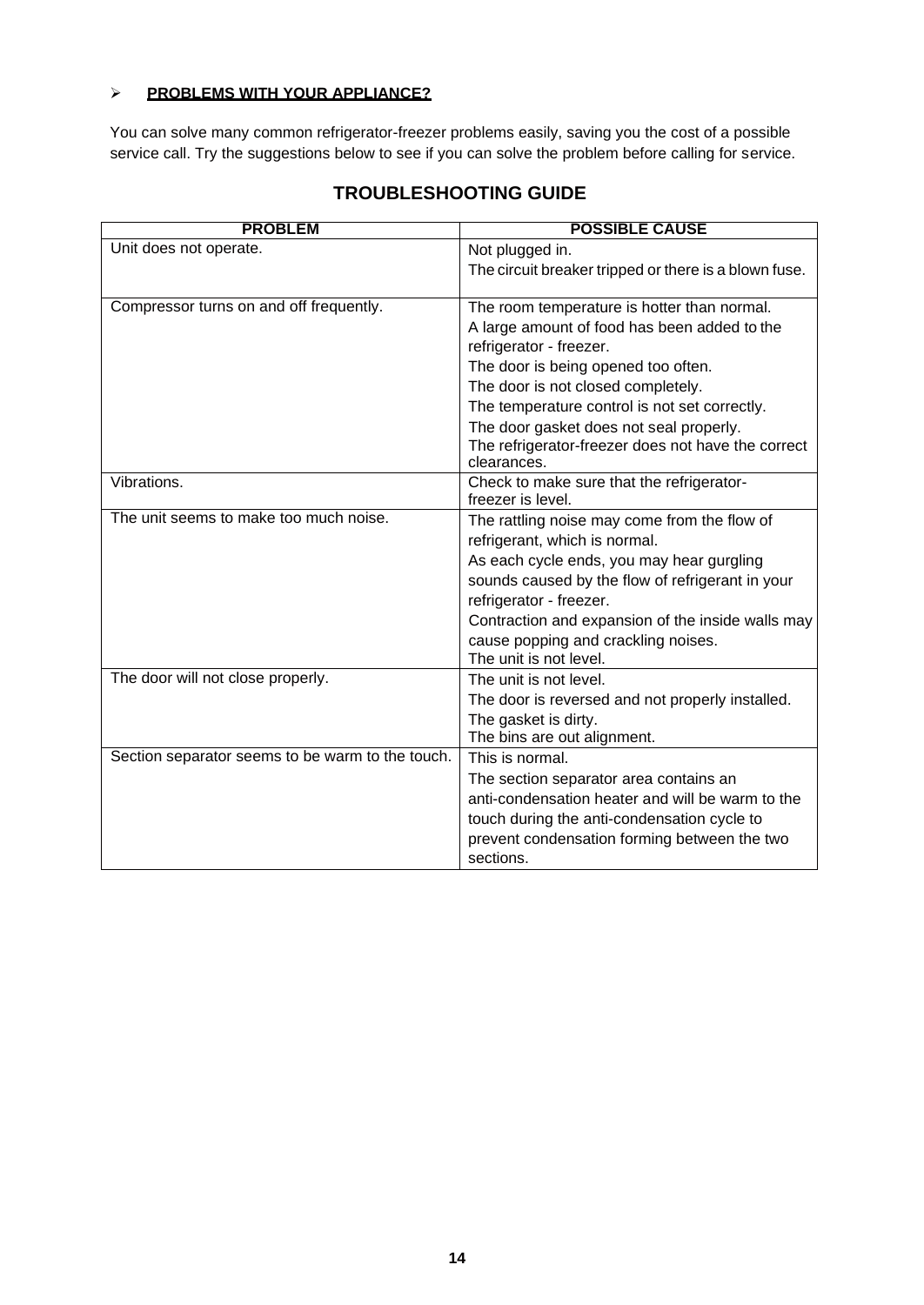➢ **PROBLEMS WITH YOUR APPLIANCE?**

You can solve many common refrigerator-freezer problems easily, saving you the cost of a possible service call. Try the suggestions below to see if you can solve the problem before calling for service.

## TROUBLESHOOTING GUIDE

| PROBLEM | POSSIBLE CAUSE |
|---|---|
| Unit does not operate. | Not plugged in.<br>The circuit breaker tripped or there is a blown fuse. |
| Compressor turns on and off frequently. | The room temperature is hotter than normal.<br>A large amount of food has been added to the refrigerator - freezer.<br>The door is being opened too often.<br>The door is not closed completely.<br>The temperature control is not set correctly.<br>The door gasket does not seal properly.<br>The refrigerator-freezer does not have the correct clearances. |
| Vibrations. | Check to make sure that the refrigerator-freezer is level. |
| The unit seems to make too much noise. | The rattling noise may come from the flow of refrigerant, which is normal.<br>As each cycle ends, you may hear gurgling sounds caused by the flow of refrigerant in your refrigerator - freezer.<br>Contraction and expansion of the inside walls may cause popping and crackling noises.<br>The unit is not level. |
| The door will not close properly. | The unit is not level.<br>The door is reversed and not properly installed.<br>The gasket is dirty.<br>The bins are out alignment. |
| Section separator seems to be warm to the touch. | This is normal.<br>The section separator area contains an anti-condensation heater and will be warm to the touch during the anti-condensation cycle to prevent condensation forming between the two sections. |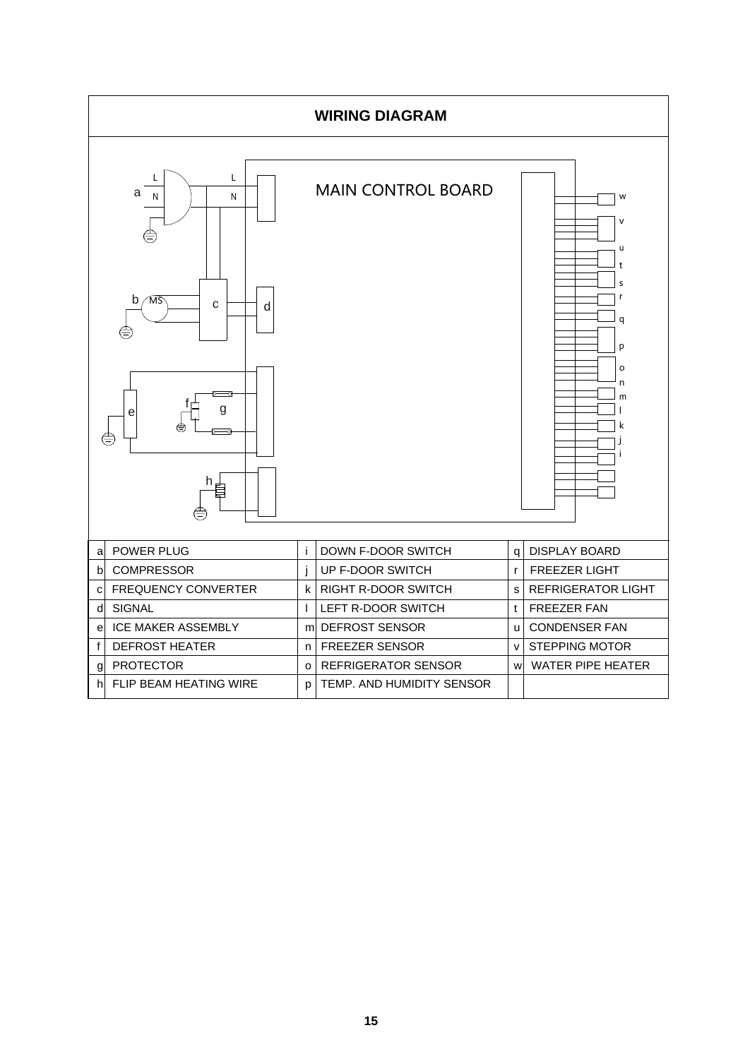# WIRING DIAGRAM

MAIN CONTROL BOARD

| | | | | | |
|---|---|---|---|---|---|
| a | POWER PLUG | i | DOWN F-DOOR SWITCH | q | DISPLAY BOARD |
| b | COMPRESSOR | j | UP F-DOOR SWITCH | r | FREEZER LIGHT |
| c | FREQUENCY CONVERTER | k | RIGHT R-DOOR SWITCH | s | REFRIGERATOR LIGHT |
| d | SIGNAL | l | LEFT R-DOOR SWITCH | t | FREEZER FAN |
| e | ICE MAKER ASSEMBLY | m | DEFROST SENSOR | u | CONDENSER FAN |
| f | DEFROST HEATER | n | FREEZER SENSOR | v | STEPPING MOTOR |
| g | PROTECTOR | o | REFRIGERATOR SENSOR | w | WATER PIPE HEATER |
| h | FLIP BEAM HEATING WIRE | p | TEMP. AND HUMIDITY SENSOR | | |